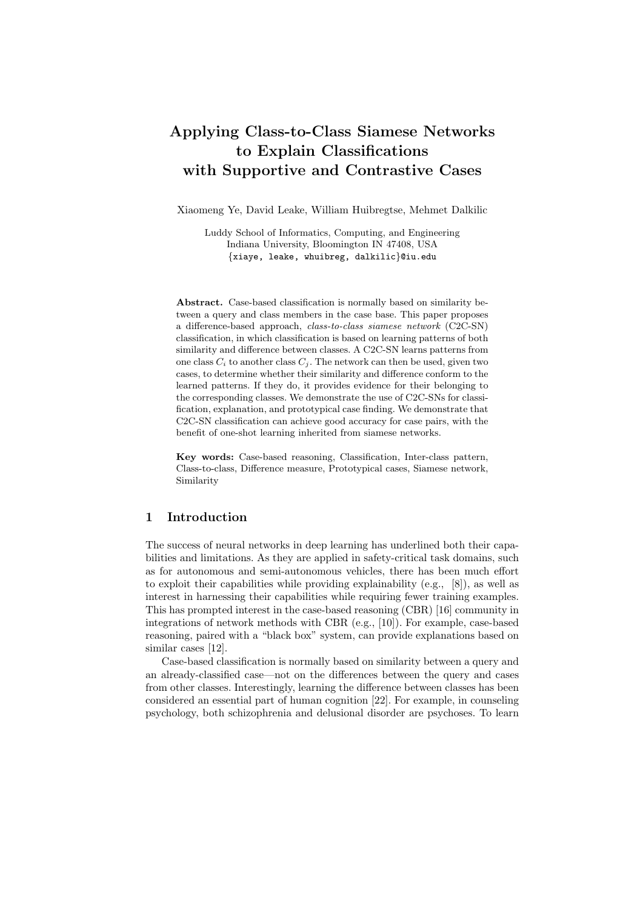# Applying Class-to-Class Siamese Networks to Explain Classifications with Supportive and Contrastive Cases

Xiaomeng Ye, David Leake, William Huibregtse, Mehmet Dalkilic

Luddy School of Informatics, Computing, and Engineering
Indiana University, Bloomington IN 47408, USA
{xiaye, leake, whuibreg, dalkilic}@iu.edu

**Abstract.** Case-based classification is normally based on similarity between a query and class members in the case base. This paper proposes a difference-based approach, *class-to-class siamese network* (C2C-SN) classification, in which classification is based on learning patterns of both similarity and difference between classes. A C2C-SN learns patterns from one class $C_i$ to another class $C_j$. The network can then be used, given two cases, to determine whether their similarity and difference conform to the learned patterns. If they do, it provides evidence for their belonging to the corresponding classes. We demonstrate the use of C2C-SNs for classification, explanation, and prototypical case finding. We demonstrate that C2C-SN classification can achieve good accuracy for case pairs, with the benefit of one-shot learning inherited from siamese networks.

**Key words:** Case-based reasoning, Classification, Inter-class pattern, Class-to-class, Difference measure, Prototypical cases, Siamese network, Similarity

## 1 Introduction

The success of neural networks in deep learning has underlined both their capabilities and limitations. As they are applied in safety-critical task domains, such as for autonomous and semi-autonomous vehicles, there has been much effort to exploit their capabilities while providing explainability (e.g., [8]), as well as interest in harnessing their capabilities while requiring fewer training examples. This has prompted interest in the case-based reasoning (CBR) [16] community in integrations of network methods with CBR (e.g., [10]). For example, case-based reasoning, paired with a "black box" system, can provide explanations based on similar cases [12].

Case-based classification is normally based on similarity between a query and an already-classified case—not on the differences between the query and cases from other classes. Interestingly, learning the difference between classes has been considered an essential part of human cognition [22]. For example, in counseling psychology, both schizophrenia and delusional disorder are psychoses. To learn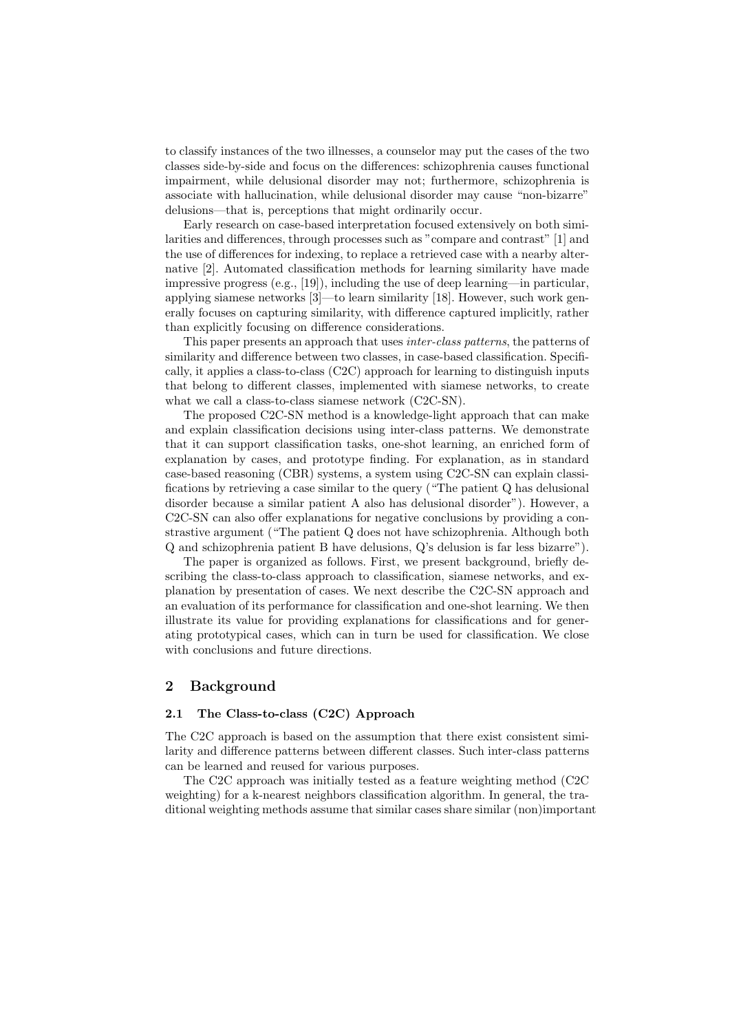to classify instances of the two illnesses, a counselor may put the cases of the two classes side-by-side and focus on the differences: schizophrenia causes functional impairment, while delusional disorder may not; furthermore, schizophrenia is associate with hallucination, while delusional disorder may cause "non-bizarre" delusions—that is, perceptions that might ordinarily occur.

Early research on case-based interpretation focused extensively on both similarities and differences, through processes such as "compare and contrast" [1] and the use of differences for indexing, to replace a retrieved case with a nearby alternative [2]. Automated classification methods for learning similarity have made impressive progress (e.g., [19]), including the use of deep learning—in particular, applying siamese networks [3]—to learn similarity [18]. However, such work generally focuses on capturing similarity, with difference captured implicitly, rather than explicitly focusing on difference considerations.

This paper presents an approach that uses *inter-class patterns*, the patterns of similarity and difference between two classes, in case-based classification. Specifically, it applies a class-to-class (C2C) approach for learning to distinguish inputs that belong to different classes, implemented with siamese networks, to create what we call a class-to-class siamese network (C2C-SN).

The proposed C2C-SN method is a knowledge-light approach that can make and explain classification decisions using inter-class patterns. We demonstrate that it can support classification tasks, one-shot learning, an enriched form of explanation by cases, and prototype finding. For explanation, as in standard case-based reasoning (CBR) systems, a system using C2C-SN can explain classifications by retrieving a case similar to the query ("The patient Q has delusional disorder because a similar patient A also has delusional disorder"). However, a C2C-SN can also offer explanations for negative conclusions by providing a constrastive argument ("The patient Q does not have schizophrenia. Although both Q and schizophrenia patient B have delusions, Q's delusion is far less bizarre").

The paper is organized as follows. First, we present background, briefly describing the class-to-class approach to classification, siamese networks, and explanation by presentation of cases. We next describe the C2C-SN approach and an evaluation of its performance for classification and one-shot learning. We then illustrate its value for providing explanations for classifications and for generating prototypical cases, which can in turn be used for classification. We close with conclusions and future directions.

## 2 Background

### 2.1 The Class-to-class (C2C) Approach

The C2C approach is based on the assumption that there exist consistent similarity and difference patterns between different classes. Such inter-class patterns can be learned and reused for various purposes.

The C2C approach was initially tested as a feature weighting method (C2C weighting) for a k-nearest neighbors classification algorithm. In general, the traditional weighting methods assume that similar cases share similar (non)important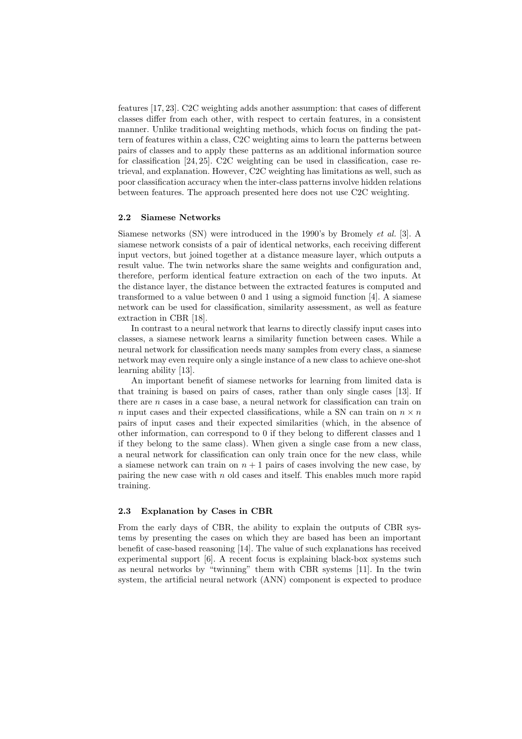features [17, 23]. C2C weighting adds another assumption: that cases of different classes differ from each other, with respect to certain features, in a consistent manner. Unlike traditional weighting methods, which focus on finding the pattern of features within a class, C2C weighting aims to learn the patterns between pairs of classes and to apply these patterns as an additional information source for classification [24, 25]. C2C weighting can be used in classification, case retrieval, and explanation. However, C2C weighting has limitations as well, such as poor classification accuracy when the inter-class patterns involve hidden relations between features. The approach presented here does not use C2C weighting.

### 2.2 Siamese Networks

Siamese networks (SN) were introduced in the 1990's by Bromely *et al.* [3]. A siamese network consists of a pair of identical networks, each receiving different input vectors, but joined together at a distance measure layer, which outputs a result value. The twin networks share the same weights and configuration and, therefore, perform identical feature extraction on each of the two inputs. At the distance layer, the distance between the extracted features is computed and transformed to a value between 0 and 1 using a sigmoid function [4]. A siamese network can be used for classification, similarity assessment, as well as feature extraction in CBR [18].

In contrast to a neural network that learns to directly classify input cases into classes, a siamese network learns a similarity function between cases. While a neural network for classification needs many samples from every class, a siamese network may even require only a single instance of a new class to achieve one-shot learning ability [13].

An important benefit of siamese networks for learning from limited data is that training is based on pairs of cases, rather than only single cases [13]. If there are $n$ cases in a case base, a neural network for classification can train on $n$ input cases and their expected classifications, while a SN can train on $n \times n$ pairs of input cases and their expected similarities (which, in the absence of other information, can correspond to 0 if they belong to different classes and 1 if they belong to the same class). When given a single case from a new class, a neural network for classification can only train once for the new class, while a siamese network can train on $n + 1$ pairs of cases involving the new case, by pairing the new case with $n$ old cases and itself. This enables much more rapid training.

### 2.3 Explanation by Cases in CBR

From the early days of CBR, the ability to explain the outputs of CBR systems by presenting the cases on which they are based has been an important benefit of case-based reasoning [14]. The value of such explanations has received experimental support [6]. A recent focus is explaining black-box systems such as neural networks by "twinning" them with CBR systems [11]. In the twin system, the artificial neural network (ANN) component is expected to produce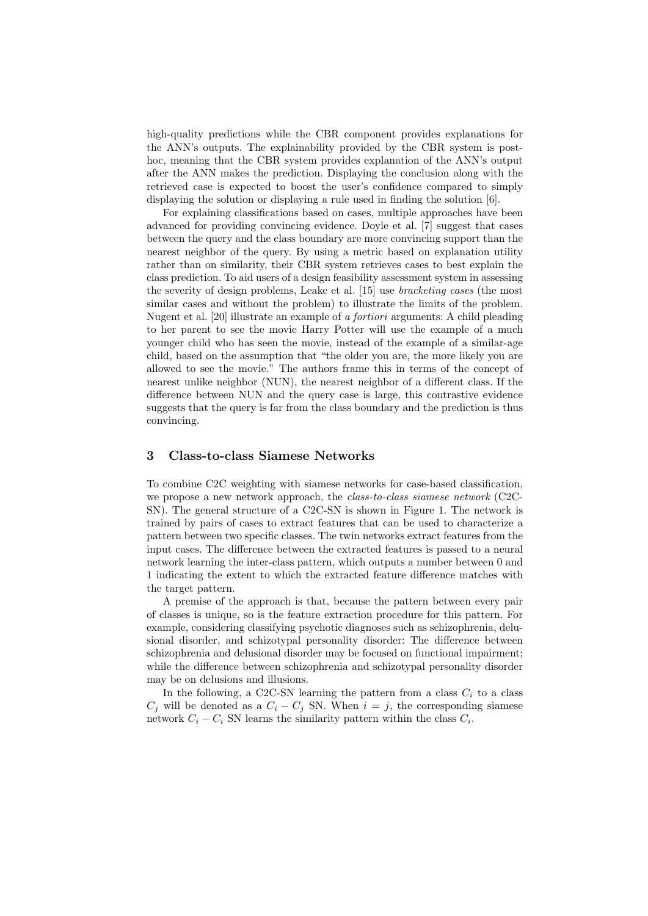high-quality predictions while the CBR component provides explanations for the ANN's outputs. The explainability provided by the CBR system is post-hoc, meaning that the CBR system provides explanation of the ANN's output after the ANN makes the prediction. Displaying the conclusion along with the retrieved case is expected to boost the user's confidence compared to simply displaying the solution or displaying a rule used in finding the solution [6].

For explaining classifications based on cases, multiple approaches have been advanced for providing convincing evidence. Doyle et al. [7] suggest that cases between the query and the class boundary are more convincing support than the nearest neighbor of the query. By using a metric based on explanation utility rather than on similarity, their CBR system retrieves cases to best explain the class prediction. To aid users of a design feasibility assessment system in assessing the severity of design problems, Leake et al. [15] use *bracketing cases* (the most similar cases and without the problem) to illustrate the limits of the problem. Nugent et al. [20] illustrate an example of *a fortiori* arguments: A child pleading to her parent to see the movie Harry Potter will use the example of a much younger child who has seen the movie, instead of the example of a similar-age child, based on the assumption that "the older you are, the more likely you are allowed to see the movie." The authors frame this in terms of the concept of nearest unlike neighbor (NUN), the nearest neighbor of a different class. If the difference between NUN and the query case is large, this contrastive evidence suggests that the query is far from the class boundary and the prediction is thus convincing.

## 3 Class-to-class Siamese Networks

To combine C2C weighting with siamese networks for case-based classification, we propose a new network approach, the *class-to-class siamese network* (C2C-SN). The general structure of a C2C-SN is shown in Figure 1. The network is trained by pairs of cases to extract features that can be used to characterize a pattern between two specific classes. The twin networks extract features from the input cases. The difference between the extracted features is passed to a neural network learning the inter-class pattern, which outputs a number between 0 and 1 indicating the extent to which the extracted feature difference matches with the target pattern.

A premise of the approach is that, because the pattern between every pair of classes is unique, so is the feature extraction procedure for this pattern. For example, considering classifying psychotic diagnoses such as schizophrenia, delusional disorder, and schizotypal personality disorder: The difference between schizophrenia and delusional disorder may be focused on functional impairment; while the difference between schizophrenia and schizotypal personality disorder may be on delusions and illusions.

In the following, a C2C-SN learning the pattern from a class $C_i$ to a class $C_j$ will be denoted as a $C_i - C_j$ SN. When $i = j$, the corresponding siamese network $C_i - C_i$ SN learns the similarity pattern within the class $C_i$.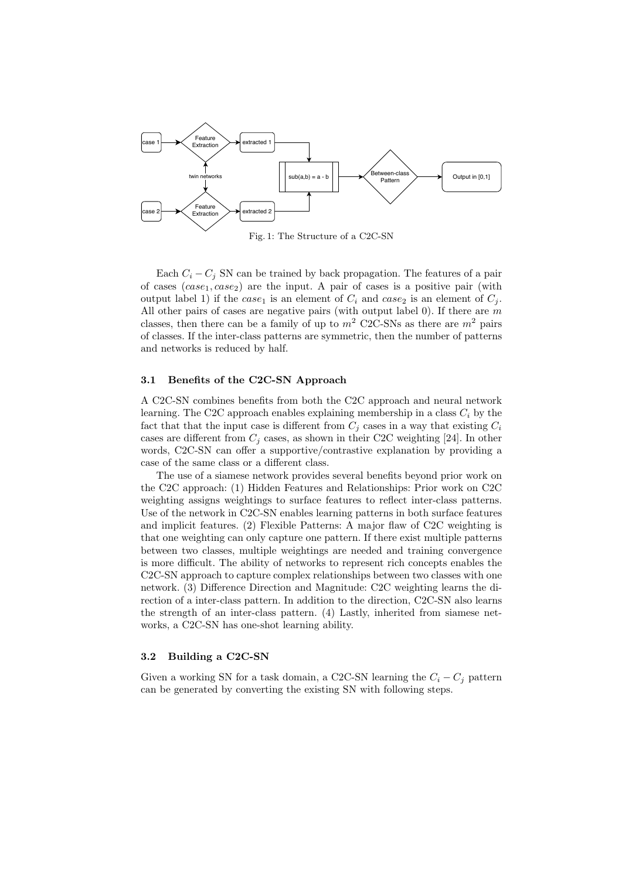Fig. 1: The Structure of a C2C-SN

Each $C_i - C_j$ SN can be trained by back propagation. The features of a pair of cases $(case_1, case_2)$ are the input. A pair of cases is a positive pair (with output label 1) if the $case_1$ is an element of $C_i$ and $case_2$ is an element of $C_j$. All other pairs of cases are negative pairs (with output label 0). If there are $m$ classes, then there can be a family of up to $m^2$ C2C-SNs as there are $m^2$ pairs of classes. If the inter-class patterns are symmetric, then the number of patterns and networks is reduced by half.

### 3.1 Benefits of the C2C-SN Approach

A C2C-SN combines benefits from both the C2C approach and neural network learning. The C2C approach enables explaining membership in a class $C_i$ by the fact that that the input case is different from $C_j$ cases in a way that existing $C_i$ cases are different from $C_j$ cases, as shown in their C2C weighting [24]. In other words, C2C-SN can offer a supportive/contrastive explanation by providing a case of the same class or a different class.

The use of a siamese network provides several benefits beyond prior work on the C2C approach: (1) Hidden Features and Relationships: Prior work on C2C weighting assigns weightings to surface features to reflect inter-class patterns. Use of the network in C2C-SN enables learning patterns in both surface features and implicit features. (2) Flexible Patterns: A major flaw of C2C weighting is that one weighting can only capture one pattern. If there exist multiple patterns between two classes, multiple weightings are needed and training convergence is more difficult. The ability of networks to represent rich concepts enables the C2C-SN approach to capture complex relationships between two classes with one network. (3) Difference Direction and Magnitude: C2C weighting learns the direction of a inter-class pattern. In addition to the direction, C2C-SN also learns the strength of an inter-class pattern. (4) Lastly, inherited from siamese networks, a C2C-SN has one-shot learning ability.

### 3.2 Building a C2C-SN

Given a working SN for a task domain, a C2C-SN learning the $C_i - C_j$ pattern can be generated by converting the existing SN with following steps.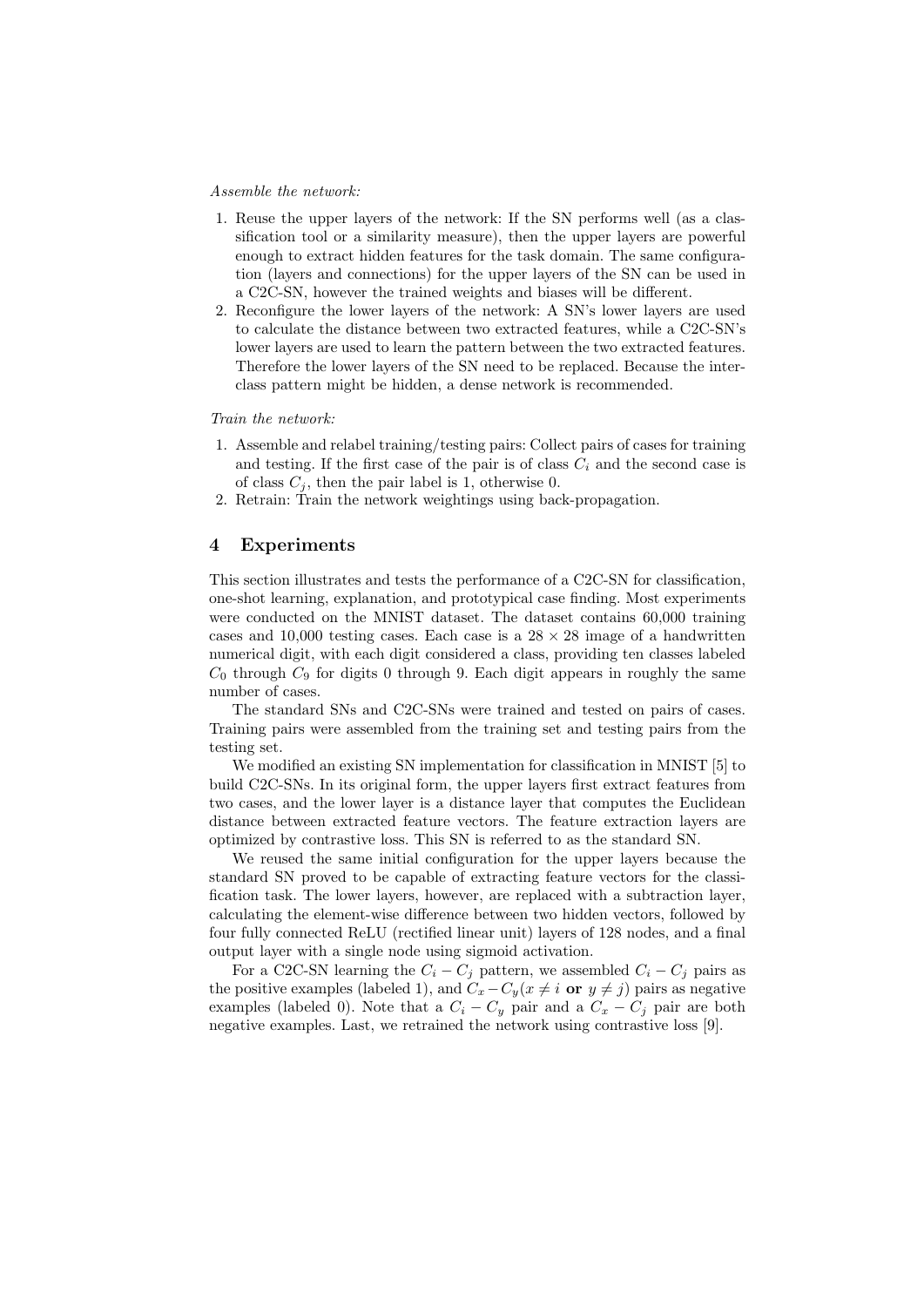*Assemble the network:*

1. Reuse the upper layers of the network: If the SN performs well (as a classification tool or a similarity measure), then the upper layers are powerful enough to extract hidden features for the task domain. The same configuration (layers and connections) for the upper layers of the SN can be used in a C2C-SN, however the trained weights and biases will be different.
2. Reconfigure the lower layers of the network: A SN's lower layers are used to calculate the distance between two extracted features, while a C2C-SN's lower layers are used to learn the pattern between the two extracted features. Therefore the lower layers of the SN need to be replaced. Because the inter-class pattern might be hidden, a dense network is recommended.

*Train the network:*

1. Assemble and relabel training/testing pairs: Collect pairs of cases for training and testing. If the first case of the pair is of class $C_i$ and the second case is of class $C_j$, then the pair label is 1, otherwise 0.
2. Retrain: Train the network weightings using back-propagation.

## 4 Experiments

This section illustrates and tests the performance of a C2C-SN for classification, one-shot learning, explanation, and prototypical case finding. Most experiments were conducted on the MNIST dataset. The dataset contains 60,000 training cases and 10,000 testing cases. Each case is a $28 \times 28$ image of a handwritten numerical digit, with each digit considered a class, providing ten classes labeled $C_0$ through $C_9$ for digits 0 through 9. Each digit appears in roughly the same number of cases.

The standard SNs and C2C-SNs were trained and tested on pairs of cases. Training pairs were assembled from the training set and testing pairs from the testing set.

We modified an existing SN implementation for classification in MNIST [5] to build C2C-SNs. In its original form, the upper layers first extract features from two cases, and the lower layer is a distance layer that computes the Euclidean distance between extracted feature vectors. The feature extraction layers are optimized by contrastive loss. This SN is referred to as the standard SN.

We reused the same initial configuration for the upper layers because the standard SN proved to be capable of extracting feature vectors for the classification task. The lower layers, however, are replaced with a subtraction layer, calculating the element-wise difference between two hidden vectors, followed by four fully connected ReLU (rectified linear unit) layers of 128 nodes, and a final output layer with a single node using sigmoid activation.

For a C2C-SN learning the $C_i - C_j$ pattern, we assembled $C_i - C_j$ pairs as the positive examples (labeled 1), and $C_x - C_y (x \neq i$ **or** $y \neq j)$ pairs as negative examples (labeled 0). Note that a $C_i - C_y$ pair and a $C_x - C_j$ pair are both negative examples. Last, we retrained the network using contrastive loss [9].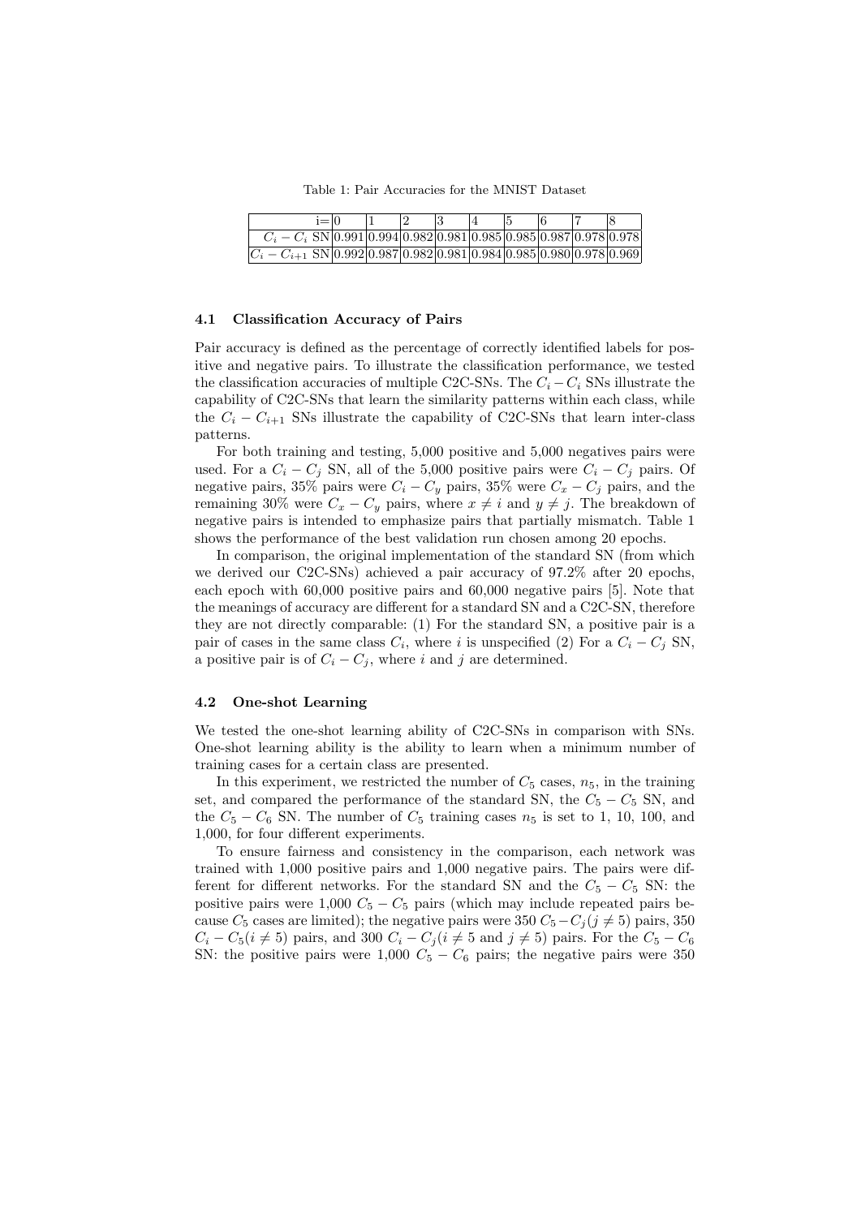Table 1: Pair Accuracies for the MNIST Dataset

| i= | 0 | 1 | 2 | 3 | 4 | 5 | 6 | 7 | 8 |
|---|---|---|---|---|---|---|---|---|---|
| $C_i - C_i$ SN | 0.991 | 0.994 | 0.982 | 0.981 | 0.985 | 0.985 | 0.987 | 0.978 | 0.978 |
| $C_i - C_{i+1}$ SN | 0.992 | 0.987 | 0.982 | 0.981 | 0.984 | 0.985 | 0.980 | 0.978 | 0.969 |

### 4.1 Classification Accuracy of Pairs

Pair accuracy is defined as the percentage of correctly identified labels for positive and negative pairs. To illustrate the classification performance, we tested the classification accuracies of multiple C2C-SNs. The $C_i - C_i$ SNs illustrate the capability of C2C-SNs that learn the similarity patterns within each class, while the $C_i - C_{i+1}$ SNs illustrate the capability of C2C-SNs that learn inter-class patterns.

For both training and testing, 5,000 positive and 5,000 negatives pairs were used. For a $C_i - C_j$ SN, all of the 5,000 positive pairs were $C_i - C_j$ pairs. Of negative pairs, 35% pairs were $C_i - C_y$ pairs, 35% were $C_x - C_j$ pairs, and the remaining 30% were $C_x - C_y$ pairs, where $x \neq i$ and $y \neq j$. The breakdown of negative pairs is intended to emphasize pairs that partially mismatch. Table 1 shows the performance of the best validation run chosen among 20 epochs.

In comparison, the original implementation of the standard SN (from which we derived our C2C-SNs) achieved a pair accuracy of 97.2% after 20 epochs, each epoch with 60,000 positive pairs and 60,000 negative pairs [5]. Note that the meanings of accuracy are different for a standard SN and a C2C-SN, therefore they are not directly comparable: (1) For the standard SN, a positive pair is a pair of cases in the same class $C_i$, where $i$ is unspecified (2) For a $C_i - C_j$ SN, a positive pair is of $C_i - C_j$, where $i$ and $j$ are determined.

### 4.2 One-shot Learning

We tested the one-shot learning ability of C2C-SNs in comparison with SNs. One-shot learning ability is the ability to learn when a minimum number of training cases for a certain class are presented.

In this experiment, we restricted the number of $C_5$ cases, $n_5$, in the training set, and compared the performance of the standard SN, the $C_5 - C_5$ SN, and the $C_5 - C_6$ SN. The number of $C_5$ training cases $n_5$ is set to 1, 10, 100, and 1,000, for four different experiments.

To ensure fairness and consistency in the comparison, each network was trained with 1,000 positive pairs and 1,000 negative pairs. The pairs were different for different networks. For the standard SN and the $C_5 - C_5$ SN: the positive pairs were 1,000 $C_5 - C_5$ pairs (which may include repeated pairs because $C_5$ cases are limited); the negative pairs were 350 $C_5 - C_j (j \neq 5)$ pairs, 350 $C_i - C_5 (i \neq 5)$ pairs, and 300 $C_i - C_j (i \neq 5$ and $j \neq 5)$ pairs. For the $C_5 - C_6$ SN: the positive pairs were 1,000 $C_5 - C_6$ pairs; the negative pairs were 350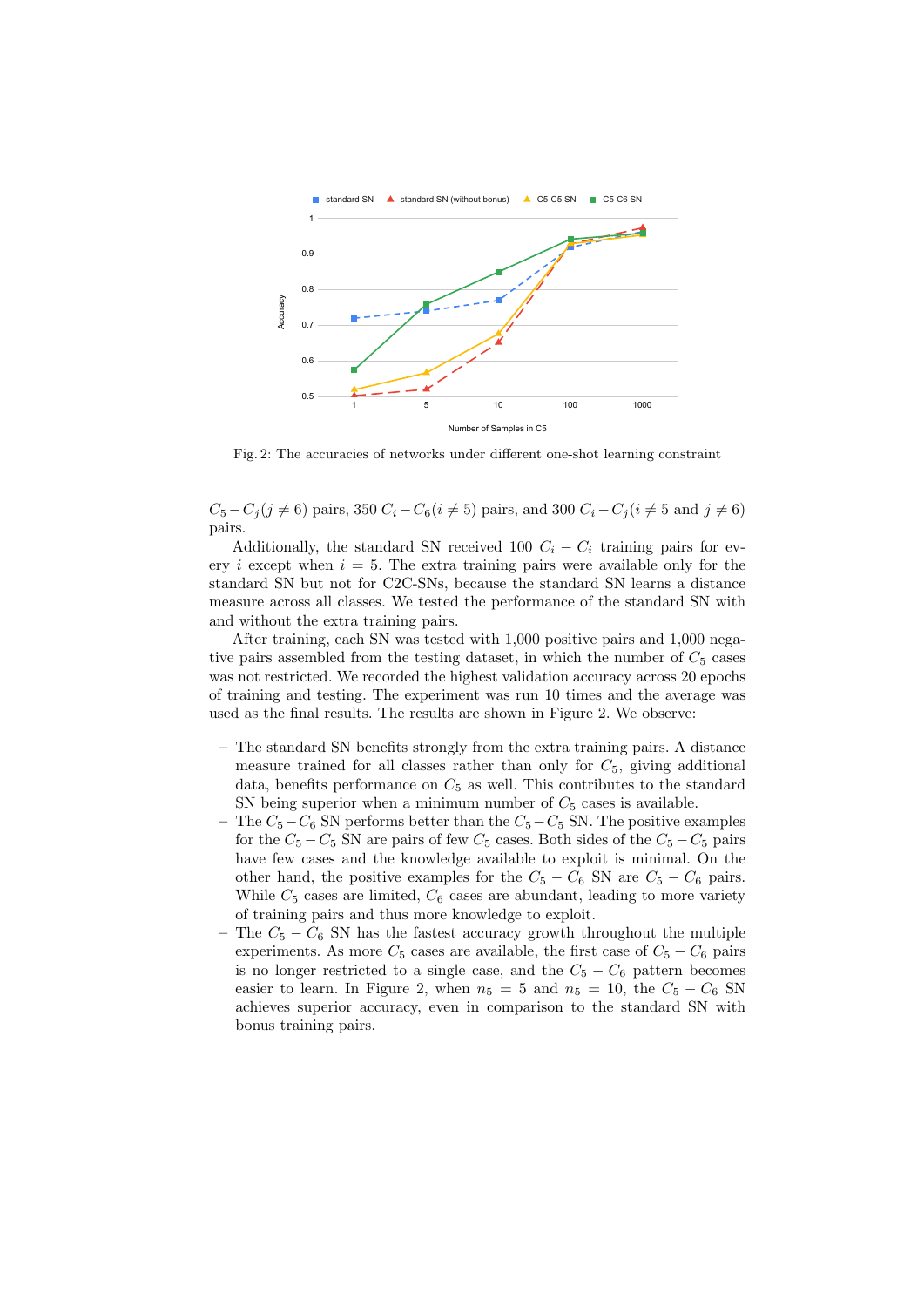Fig. 2: The accuracies of networks under different one-shot learning constraint

$C_5 - C_j (j \neq 6)$ pairs, 350 $C_i - C_6 (i \neq 5)$ pairs, and 300 $C_i - C_j (i \neq 5$ and $j \neq 6)$ pairs.

Additionally, the standard SN received 100 $C_i - C_i$ training pairs for every $i$ except when $i = 5$. The extra training pairs were available only for the standard SN but not for C2C-SNs, because the standard SN learns a distance measure across all classes. We tested the performance of the standard SN with and without the extra training pairs.

After training, each SN was tested with 1,000 positive pairs and 1,000 negative pairs assembled from the testing dataset, in which the number of $C_5$ cases was not restricted. We recorded the highest validation accuracy across 20 epochs of training and testing. The experiment was run 10 times and the average was used as the final results. The results are shown in Figure 2. We observe:

- The standard SN benefits strongly from the extra training pairs. A distance measure trained for all classes rather than only for $C_5$, giving additional data, benefits performance on $C_5$ as well. This contributes to the standard SN being superior when a minimum number of $C_5$ cases is available.
- The $C_5 - C_6$ SN performs better than the $C_5 - C_5$ SN. The positive examples for the $C_5 - C_5$ SN are pairs of few $C_5$ cases. Both sides of the $C_5 - C_5$ pairs have few cases and the knowledge available to exploit is minimal. On the other hand, the positive examples for the $C_5 - C_6$ SN are $C_5 - C_6$ pairs. While $C_5$ cases are limited, $C_6$ cases are abundant, leading to more variety of training pairs and thus more knowledge to exploit.
- The $C_5 - C_6$ SN has the fastest accuracy growth throughout the multiple experiments. As more $C_5$ cases are available, the first case of $C_5 - C_6$ pairs is no longer restricted to a single case, and the $C_5 - C_6$ pattern becomes easier to learn. In Figure 2, when $n_5 = 5$ and $n_5 = 10$, the $C_5 - C_6$ SN achieves superior accuracy, even in comparison to the standard SN with bonus training pairs.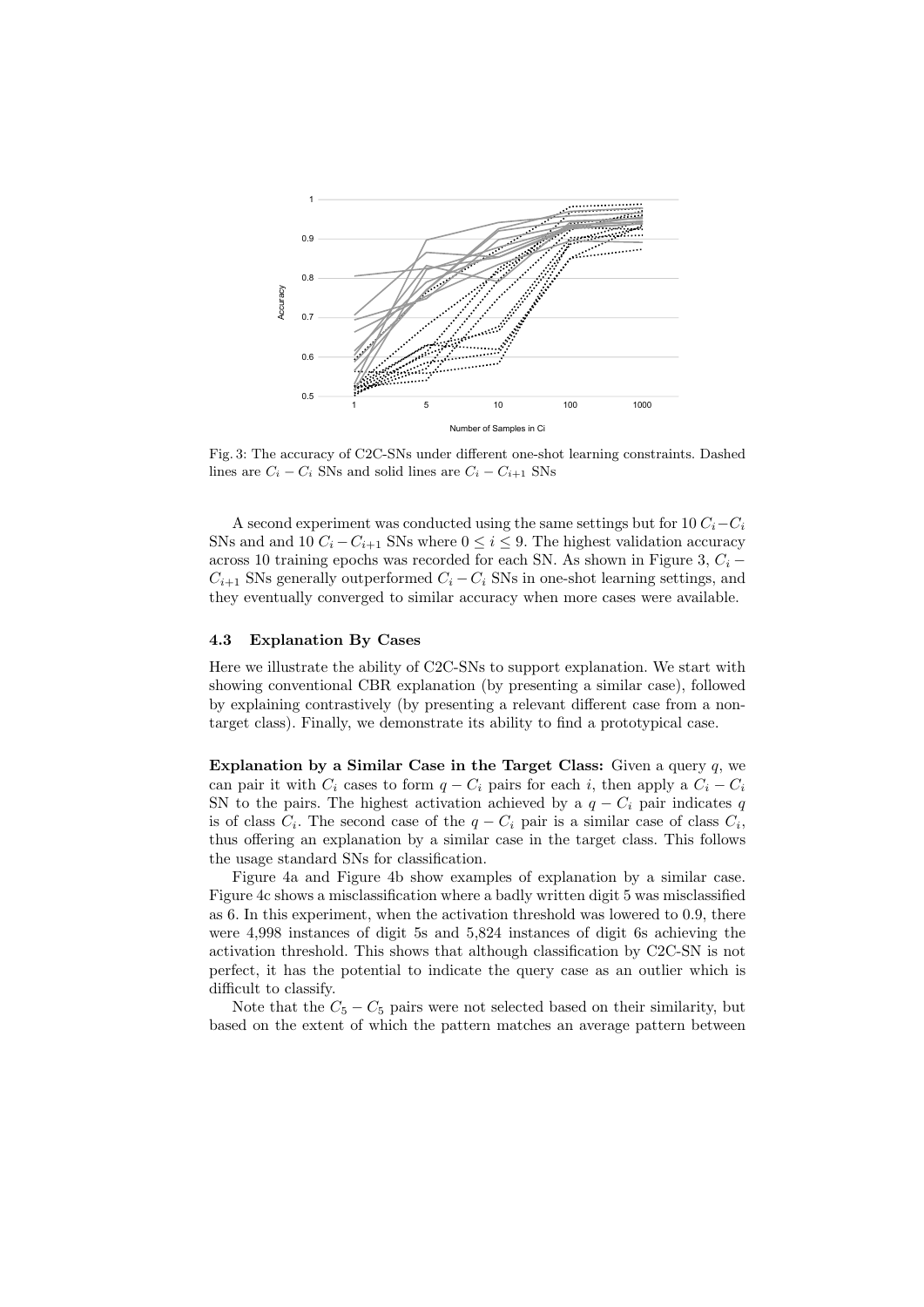Fig. 3: The accuracy of C2C-SNs under different one-shot learning constraints. Dashed lines are $C_i - C_i$ SNs and solid lines are $C_i - C_{i+1}$ SNs

A second experiment was conducted using the same settings but for 10 $C_i - C_i$ SNs and and 10 $C_i - C_{i+1}$ SNs where $0 \leq i \leq 9$. The highest validation accuracy across 10 training epochs was recorded for each SN. As shown in Figure 3, $C_i - C_{i+1}$ SNs generally outperformed $C_i - C_i$ SNs in one-shot learning settings, and they eventually converged to similar accuracy when more cases were available.

### 4.3 Explanation By Cases

Here we illustrate the ability of C2C-SNs to support explanation. We start with showing conventional CBR explanation (by presenting a similar case), followed by explaining contrastively (by presenting a relevant different case from a non-target class). Finally, we demonstrate its ability to find a prototypical case.

**Explanation by a Similar Case in the Target Class:** Given a query $q$, we can pair it with $C_i$ cases to form $q - C_i$ pairs for each $i$, then apply a $C_i - C_i$ SN to the pairs. The highest activation achieved by a $q - C_i$ pair indicates $q$ is of class $C_i$. The second case of the $q - C_i$ pair is a similar case of class $C_i$, thus offering an explanation by a similar case in the target class. This follows the usage standard SNs for classification.

Figure 4a and Figure 4b show examples of explanation by a similar case. Figure 4c shows a misclassification where a badly written digit 5 was misclassified as 6. In this experiment, when the activation threshold was lowered to 0.9, there were 4,998 instances of digit 5s and 5,824 instances of digit 6s achieving the activation threshold. This shows that although classification by C2C-SN is not perfect, it has the potential to indicate the query case as an outlier which is difficult to classify.

Note that the $C_5 - C_5$ pairs were not selected based on their similarity, but based on the extent of which the pattern matches an average pattern between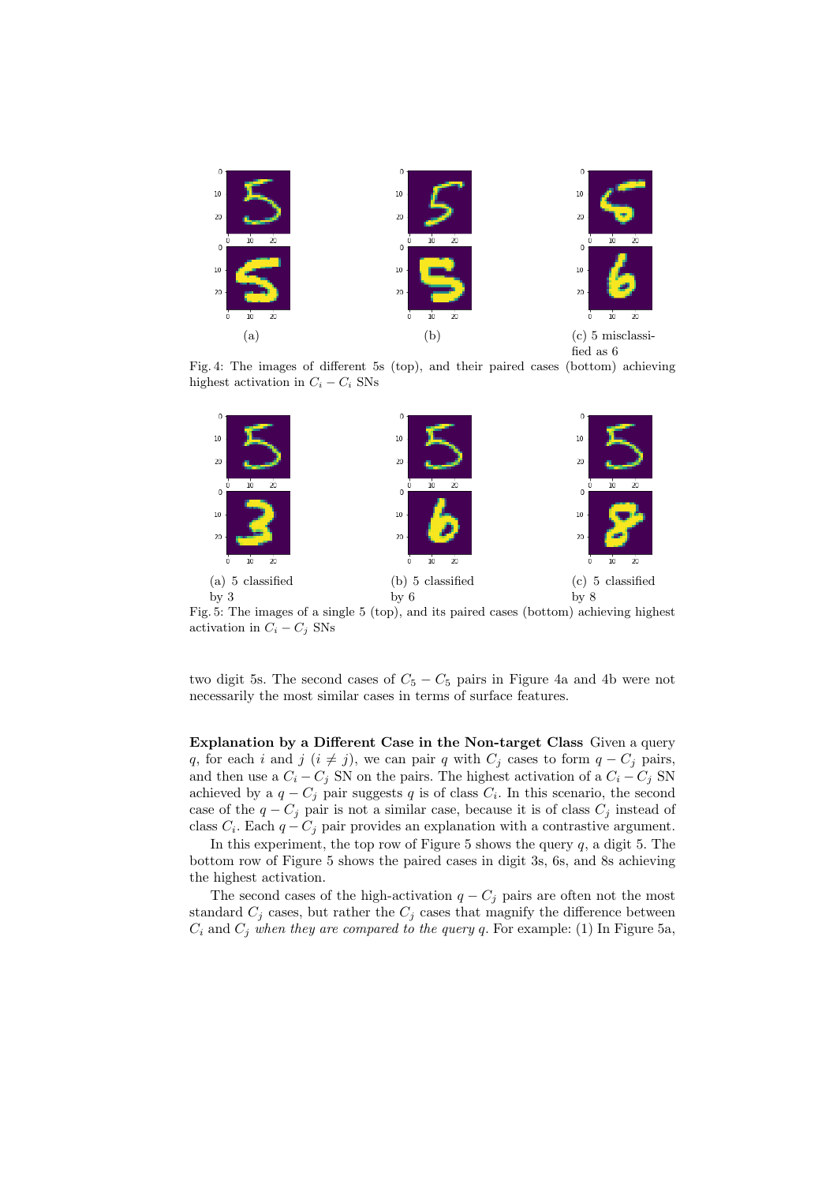(a)

(b)

(c) 5 misclassified as 6

Fig. 4: The images of different 5s (top), and their paired cases (bottom) achieving highest activation in $C_i - C_i$ SNs

(a) 5 classified by 3

(b) 5 classified by 6

(c) 5 classified by 8

Fig. 5: The images of a single 5 (top), and its paired cases (bottom) achieving highest activation in $C_i - C_j$ SNs

two digit 5s. The second cases of $C_5 - C_5$ pairs in Figure 4a and 4b were not necessarily the most similar cases in terms of surface features.

**Explanation by a Different Case in the Non-target Class** Given a query $q$, for each $i$ and $j$ ($i \neq j$), we can pair $q$ with $C_j$ cases to form $q - C_j$ pairs, and then use a $C_i - C_j$ SN on the pairs. The highest activation of a $C_i - C_j$ SN achieved by a $q - C_j$ pair suggests $q$ is of class $C_i$. In this scenario, the second case of the $q - C_j$ pair is not a similar case, because it is of class $C_j$ instead of class $C_i$. Each $q - C_j$ pair provides an explanation with a contrastive argument.

In this experiment, the top row of Figure 5 shows the query $q$, a digit 5. The bottom row of Figure 5 shows the paired cases in digit 3s, 6s, and 8s achieving the highest activation.

The second cases of the high-activation $q - C_j$ pairs are often not the most standard $C_j$ cases, but rather the $C_j$ cases that magnify the difference between $C_i$ and $C_j$ *when they are compared to the query* $q$. For example: (1) In Figure 5a,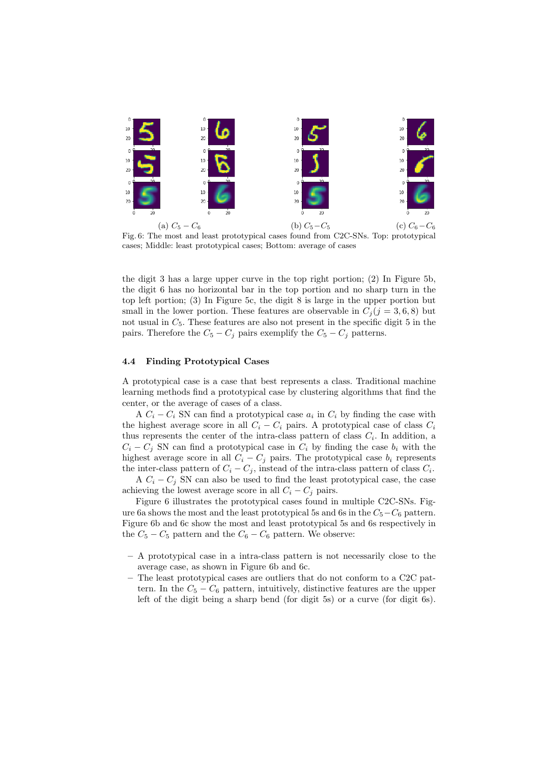(a) $C_5 - C_6$ (b) $C_5 - C_5$ (c) $C_6 - C_6$

Fig. 6: The most and least prototypical cases found from C2C-SNs. Top: prototypical cases; Middle: least prototypical cases; Bottom: average of cases

the digit 3 has a large upper curve in the top right portion; (2) In Figure 5b, the digit 6 has no horizontal bar in the top portion and no sharp turn in the top left portion; (3) In Figure 5c, the digit 8 is large in the upper portion but small in the lower portion. These features are observable in $C_j (j = 3, 6, 8)$ but not usual in $C_5$. These features are also not present in the specific digit 5 in the pairs. Therefore the $C_5 - C_j$ pairs exemplify the $C_5 - C_j$ patterns.

### 4.4 Finding Prototypical Cases

A prototypical case is a case that best represents a class. Traditional machine learning methods find a prototypical case by clustering algorithms that find the center, or the average of cases of a class.

A $C_i - C_i$ SN can find a prototypical case $a_i$ in $C_i$ by finding the case with the highest average score in all $C_i - C_i$ pairs. A prototypical case of class $C_i$ thus represents the center of the intra-class pattern of class $C_i$. In addition, a $C_i - C_j$ SN can find a prototypical case in $C_i$ by finding the case $b_i$ with the highest average score in all $C_i - C_j$ pairs. The prototypical case $b_i$ represents the inter-class pattern of $C_i - C_j$, instead of the intra-class pattern of class $C_i$.

A $C_i - C_j$ SN can also be used to find the least prototypical case, the case achieving the lowest average score in all $C_i - C_j$ pairs.

Figure 6 illustrates the prototypical cases found in multiple C2C-SNs. Figure 6a shows the most and the least prototypical 5s and 6s in the $C_5 - C_6$ pattern. Figure 6b and 6c show the most and least prototypical 5s and 6s respectively in the $C_5 - C_5$ pattern and the $C_6 - C_6$ pattern. We observe:

- A prototypical case in a intra-class pattern is not necessarily close to the average case, as shown in Figure 6b and 6c.
- The least prototypical cases are outliers that do not conform to a C2C pattern. In the $C_5 - C_6$ pattern, intuitively, distinctive features are the upper left of the digit being a sharp bend (for digit 5s) or a curve (for digit 6s).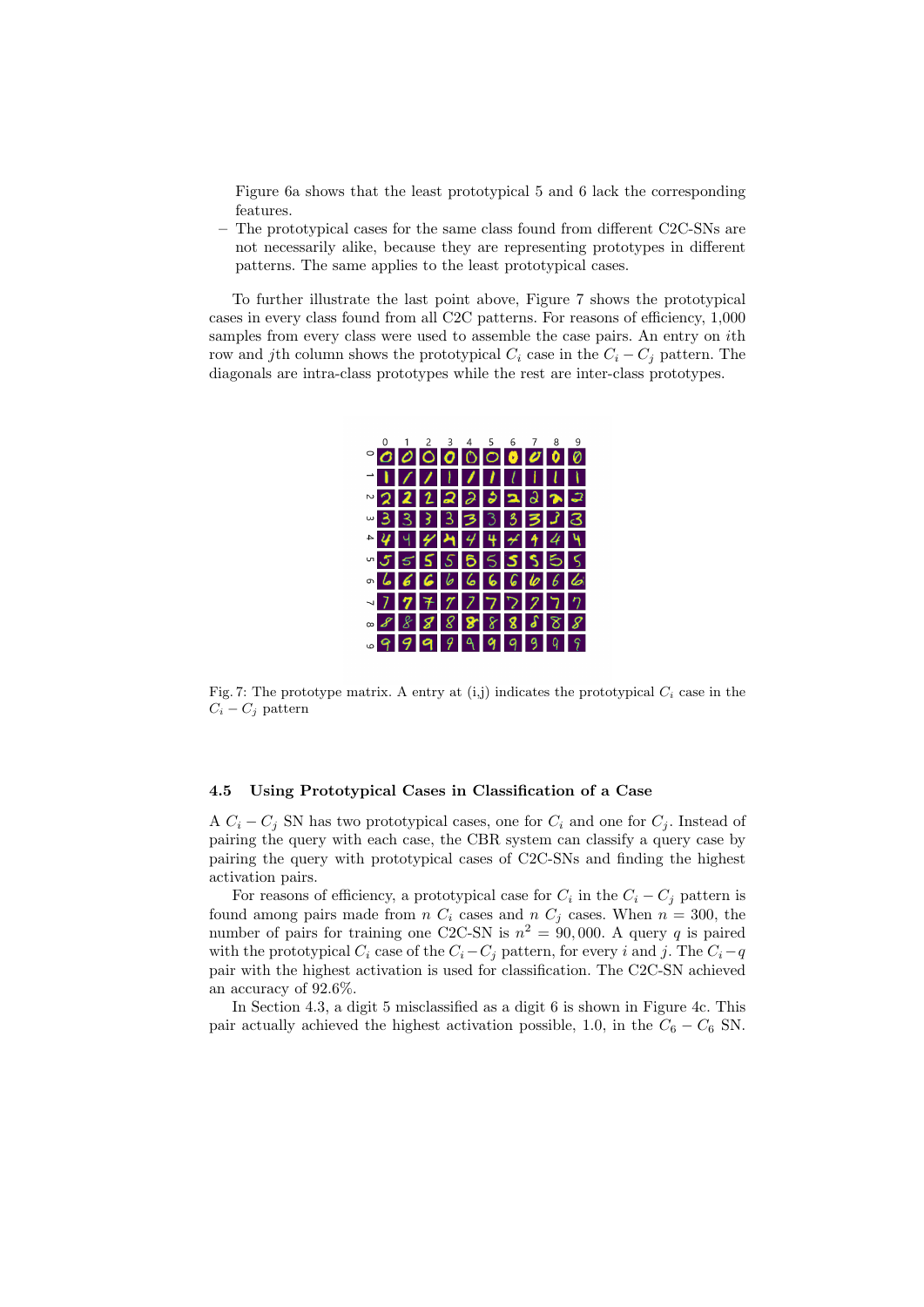Figure 6a shows that the least prototypical 5 and 6 lack the corresponding features.

- The prototypical cases for the same class found from different C2C-SNs are not necessarily alike, because they are representing prototypes in different patterns. The same applies to the least prototypical cases.

To further illustrate the last point above, Figure 7 shows the prototypical cases in every class found from all C2C patterns. For reasons of efficiency, 1,000 samples from every class were used to assemble the case pairs. An entry on $i$th row and $j$th column shows the prototypical $C_i$ case in the $C_i - C_j$ pattern. The diagonals are intra-class prototypes while the rest are inter-class prototypes.

Fig. 7: The prototype matrix. A entry at (i,j) indicates the prototypical $C_i$ case in the $C_i - C_j$ pattern

### 4.5 Using Prototypical Cases in Classification of a Case

A $C_i - C_j$ SN has two prototypical cases, one for $C_i$ and one for $C_j$. Instead of pairing the query with each case, the CBR system can classify a query case by pairing the query with prototypical cases of C2C-SNs and finding the highest activation pairs.

For reasons of efficiency, a prototypical case for $C_i$ in the $C_i - C_j$ pattern is found among pairs made from $n$ $C_i$ cases and $n$ $C_j$ cases. When $n = 300$, the number of pairs for training one C2C-SN is $n^2 = 90,000$. A query $q$ is paired with the prototypical $C_i$ case of the $C_i - C_j$ pattern, for every $i$ and $j$. The $C_i - q$ pair with the highest activation is used for classification. The C2C-SN achieved an accuracy of 92.6%.

In Section 4.3, a digit 5 misclassified as a digit 6 is shown in Figure 4c. This pair actually achieved the highest activation possible, 1.0, in the $C_6 - C_6$ SN.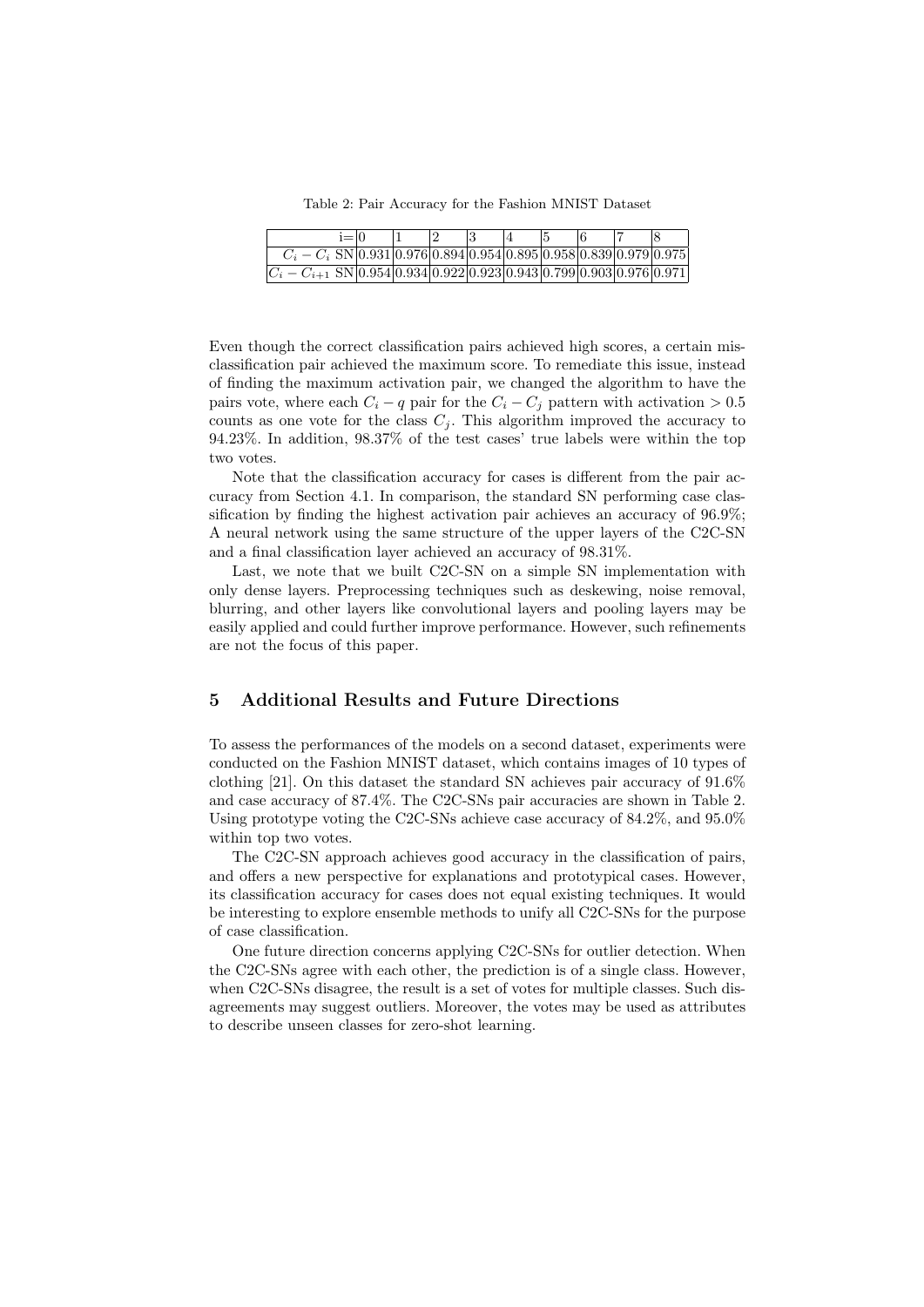Table 2: Pair Accuracy for the Fashion MNIST Dataset

| i= | 0 | 1 | 2 | 3 | 4 | 5 | 6 | 7 | 8 |
|---|---|---|---|---|---|---|---|---|---|
| $C_i - C_i$ SN | 0.931 | 0.976 | 0.894 | 0.954 | 0.895 | 0.958 | 0.839 | 0.979 | 0.975 |
| $C_i - C_{i+1}$ SN | 0.954 | 0.934 | 0.922 | 0.923 | 0.943 | 0.799 | 0.903 | 0.976 | 0.971 |

Even though the correct classification pairs achieved high scores, a certain misclassification pair achieved the maximum score. To remediate this issue, instead of finding the maximum activation pair, we changed the algorithm to have the pairs vote, where each $C_i - q$ pair for the $C_i - C_j$ pattern with activation $> 0.5$ counts as one vote for the class $C_j$. This algorithm improved the accuracy to 94.23%. In addition, 98.37% of the test cases' true labels were within the top two votes.

Note that the classification accuracy for cases is different from the pair accuracy from Section 4.1. In comparison, the standard SN performing case classification by finding the highest activation pair achieves an accuracy of 96.9%; A neural network using the same structure of the upper layers of the C2C-SN and a final classification layer achieved an accuracy of 98.31%.

Last, we note that we built C2C-SN on a simple SN implementation with only dense layers. Preprocessing techniques such as deskewing, noise removal, blurring, and other layers like convolutional layers and pooling layers may be easily applied and could further improve performance. However, such refinements are not the focus of this paper.

## 5 Additional Results and Future Directions

To assess the performances of the models on a second dataset, experiments were conducted on the Fashion MNIST dataset, which contains images of 10 types of clothing [21]. On this dataset the standard SN achieves pair accuracy of 91.6% and case accuracy of 87.4%. The C2C-SNs pair accuracies are shown in Table 2. Using prototype voting the C2C-SNs achieve case accuracy of 84.2%, and 95.0% within top two votes.

The C2C-SN approach achieves good accuracy in the classification of pairs, and offers a new perspective for explanations and prototypical cases. However, its classification accuracy for cases does not equal existing techniques. It would be interesting to explore ensemble methods to unify all C2C-SNs for the purpose of case classification.

One future direction concerns applying C2C-SNs for outlier detection. When the C2C-SNs agree with each other, the prediction is of a single class. However, when C2C-SNs disagree, the result is a set of votes for multiple classes. Such disagreements may suggest outliers. Moreover, the votes may be used as attributes to describe unseen classes for zero-shot learning.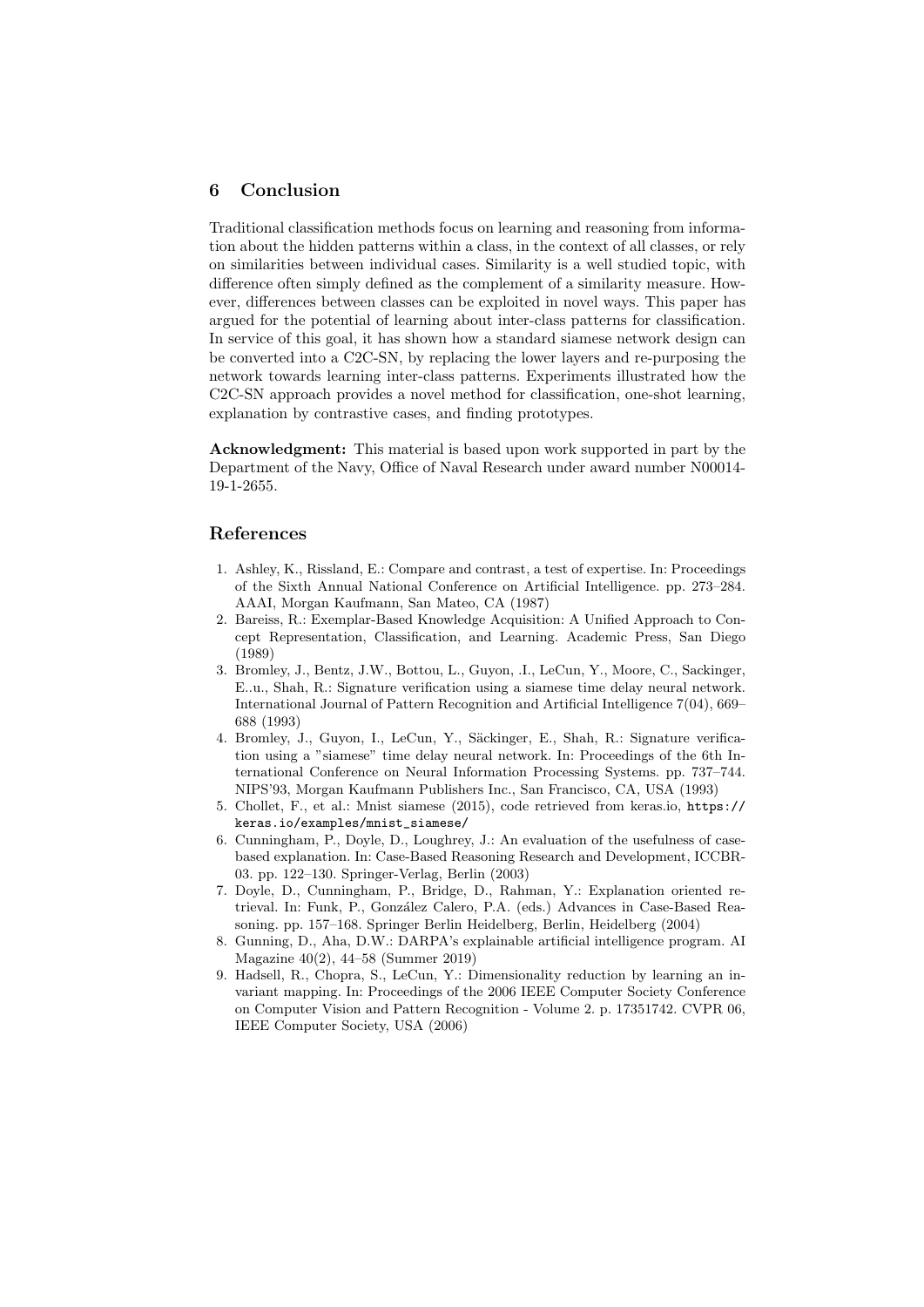## 6 Conclusion

Traditional classification methods focus on learning and reasoning from information about the hidden patterns within a class, in the context of all classes, or rely on similarities between individual cases. Similarity is a well studied topic, with difference often simply defined as the complement of a similarity measure. However, differences between classes can be exploited in novel ways. This paper has argued for the potential of learning about inter-class patterns for classification. In service of this goal, it has shown how a standard siamese network design can be converted into a C2C-SN, by replacing the lower layers and re-purposing the network towards learning inter-class patterns. Experiments illustrated how the C2C-SN approach provides a novel method for classification, one-shot learning, explanation by contrastive cases, and finding prototypes.

**Acknowledgment:** This material is based upon work supported in part by the Department of the Navy, Office of Naval Research under award number N00014-19-1-2655.

## References

1. Ashley, K., Rissland, E.: Compare and contrast, a test of expertise. In: Proceedings of the Sixth Annual National Conference on Artificial Intelligence. pp. 273–284. AAAI, Morgan Kaufmann, San Mateo, CA (1987)
2. Bareiss, R.: Exemplar-Based Knowledge Acquisition: A Unified Approach to Concept Representation, Classification, and Learning. Academic Press, San Diego (1989)
3. Bromley, J., Bentz, J.W., Bottou, L., Guyon, .I., LeCun, Y., Moore, C., Sackinger, E..u., Shah, R.: Signature verification using a siamese time delay neural network. International Journal of Pattern Recognition and Artificial Intelligence 7(04), 669–688 (1993)
4. Bromley, J., Guyon, I., LeCun, Y., Säckinger, E., Shah, R.: Signature verification using a "siamese" time delay neural network. In: Proceedings of the 6th International Conference on Neural Information Processing Systems. pp. 737–744. NIPS'93, Morgan Kaufmann Publishers Inc., San Francisco, CA, USA (1993)
5. Chollet, F., et al.: Mnist siamese (2015), code retrieved from keras.io, https://keras.io/examples/mnist_siamese/
6. Cunningham, P., Doyle, D., Loughrey, J.: An evaluation of the usefulness of case-based explanation. In: Case-Based Reasoning Research and Development, ICCBR-03. pp. 122–130. Springer-Verlag, Berlin (2003)
7. Doyle, D., Cunningham, P., Bridge, D., Rahman, Y.: Explanation oriented retrieval. In: Funk, P., González Calero, P.A. (eds.) Advances in Case-Based Reasoning. pp. 157–168. Springer Berlin Heidelberg, Berlin, Heidelberg (2004)
8. Gunning, D., Aha, D.W.: DARPA's explainable artificial intelligence program. AI Magazine 40(2), 44–58 (Summer 2019)
9. Hadsell, R., Chopra, S., LeCun, Y.: Dimensionality reduction by learning an invariant mapping. In: Proceedings of the 2006 IEEE Computer Society Conference on Computer Vision and Pattern Recognition - Volume 2. p. 17351742. CVPR 06, IEEE Computer Society, USA (2006)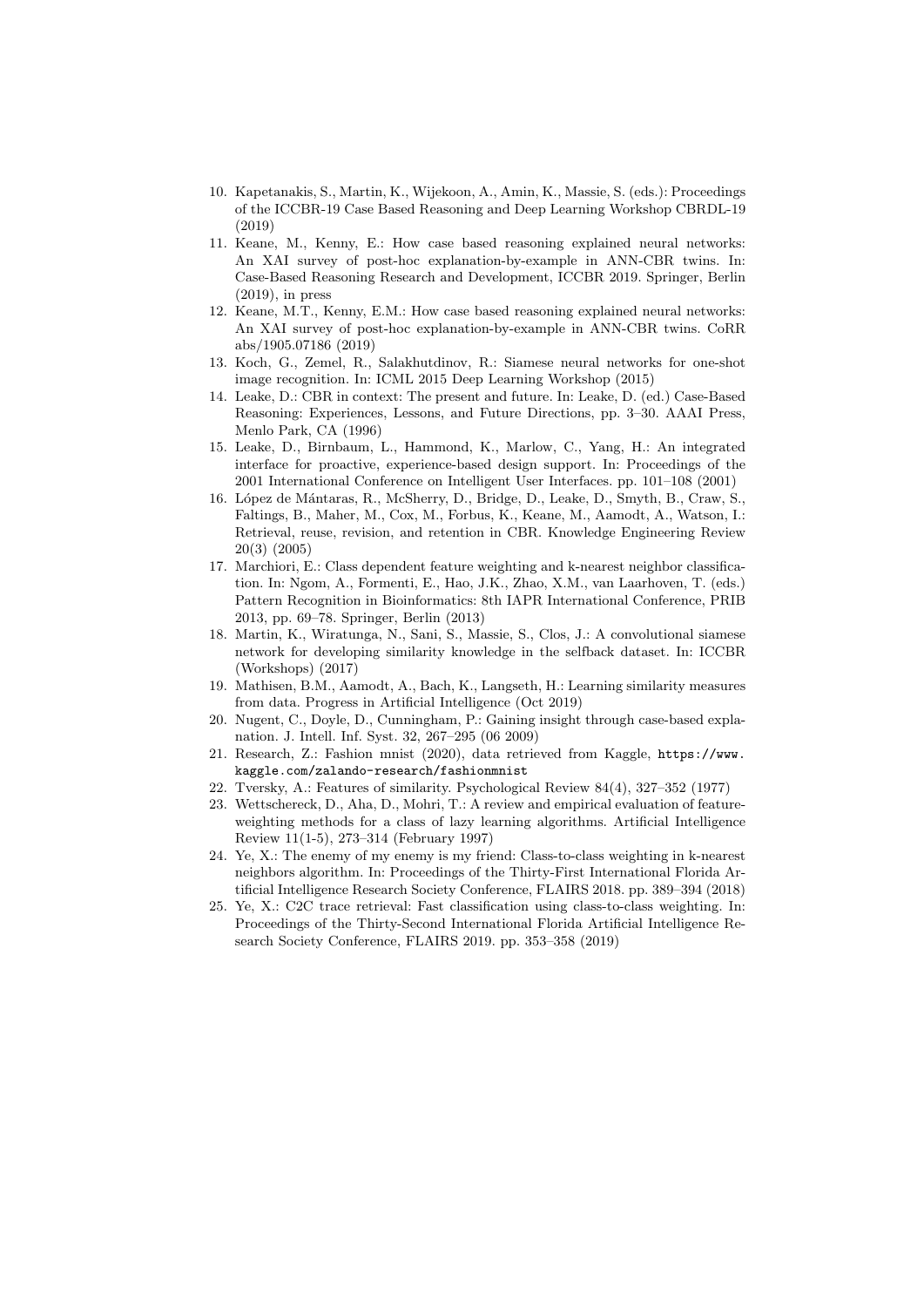10. Kapetanakis, S., Martin, K., Wijekoon, A., Amin, K., Massie, S. (eds.): Proceedings of the ICCBR-19 Case Based Reasoning and Deep Learning Workshop CBRDL-19 (2019)
11. Keane, M., Kenny, E.: How case based reasoning explained neural networks: An XAI survey of post-hoc explanation-by-example in ANN-CBR twins. In: Case-Based Reasoning Research and Development, ICCBR 2019. Springer, Berlin (2019), in press
12. Keane, M.T., Kenny, E.M.: How case based reasoning explained neural networks: An XAI survey of post-hoc explanation-by-example in ANN-CBR twins. CoRR abs/1905.07186 (2019)
13. Koch, G., Zemel, R., Salakhutdinov, R.: Siamese neural networks for one-shot image recognition. In: ICML 2015 Deep Learning Workshop (2015)
14. Leake, D.: CBR in context: The present and future. In: Leake, D. (ed.) Case-Based Reasoning: Experiences, Lessons, and Future Directions, pp. 3–30. AAAI Press, Menlo Park, CA (1996)
15. Leake, D., Birnbaum, L., Hammond, K., Marlow, C., Yang, H.: An integrated interface for proactive, experience-based design support. In: Proceedings of the 2001 International Conference on Intelligent User Interfaces. pp. 101–108 (2001)
16. López de Mántaras, R., McSherry, D., Bridge, D., Leake, D., Smyth, B., Craw, S., Faltings, B., Maher, M., Cox, M., Forbus, K., Keane, M., Aamodt, A., Watson, I.: Retrieval, reuse, revision, and retention in CBR. Knowledge Engineering Review 20(3) (2005)
17. Marchiori, E.: Class dependent feature weighting and k-nearest neighbor classification. In: Ngom, A., Formenti, E., Hao, J.K., Zhao, X.M., van Laarhoven, T. (eds.) Pattern Recognition in Bioinformatics: 8th IAPR International Conference, PRIB 2013, pp. 69–78. Springer, Berlin (2013)
18. Martin, K., Wiratunga, N., Sani, S., Massie, S., Clos, J.: A convolutional siamese network for developing similarity knowledge in the selfback dataset. In: ICCBR (Workshops) (2017)
19. Mathisen, B.M., Aamodt, A., Bach, K., Langseth, H.: Learning similarity measures from data. Progress in Artificial Intelligence (Oct 2019)
20. Nugent, C., Doyle, D., Cunningham, P.: Gaining insight through case-based explanation. J. Intell. Inf. Syst. 32, 267–295 (06 2009)
21. Research, Z.: Fashion mnist (2020), data retrieved from Kaggle, `https://www.kaggle.com/zalando-research/fashionmnist`
22. Tversky, A.: Features of similarity. Psychological Review 84(4), 327–352 (1977)
23. Wettschereck, D., Aha, D., Mohri, T.: A review and empirical evaluation of feature-weighting methods for a class of lazy learning algorithms. Artificial Intelligence Review 11(1-5), 273–314 (February 1997)
24. Ye, X.: The enemy of my enemy is my friend: Class-to-class weighting in k-nearest neighbors algorithm. In: Proceedings of the Thirty-First International Florida Artificial Intelligence Research Society Conference, FLAIRS 2018. pp. 389–394 (2018)
25. Ye, X.: C2C trace retrieval: Fast classification using class-to-class weighting. In: Proceedings of the Thirty-Second International Florida Artificial Intelligence Research Society Conference, FLAIRS 2019. pp. 353–358 (2019)